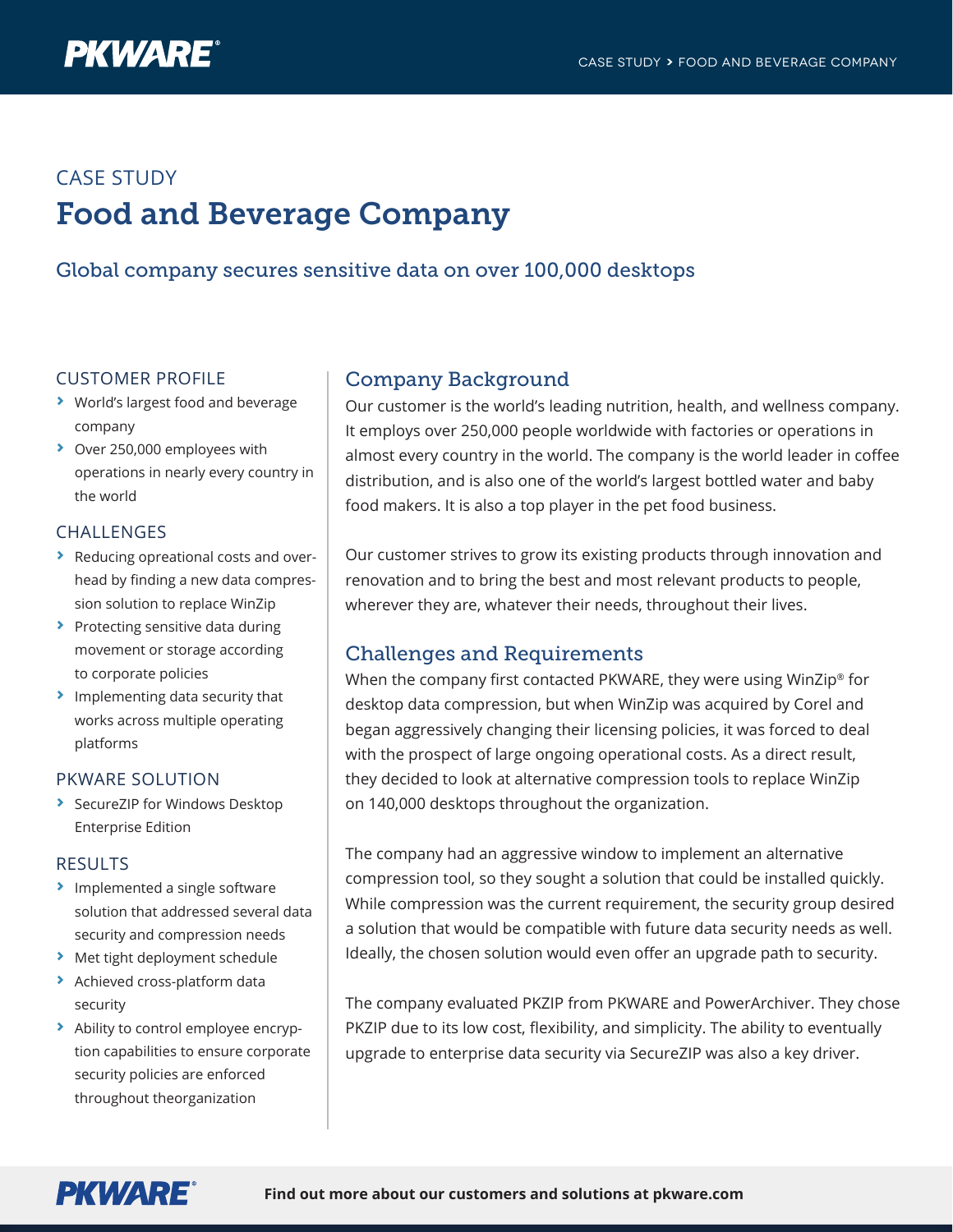CASE STUDY

# Food and Beverage Company

## Global company secures sensitive data on over 100,000 desktops

### CUSTOMER PROFILE

- World's largest food and beverage company
- Over 250,000 employees with operations in nearly every country in the world

### CHALLENGES

- Reducing opreational costs and overhead by finding a new data compression solution to replace WinZip
- Protecting sensitive data during movement or storage according to corporate policies
- Implementing data security that works across multiple operating platforms

### PKWARE SOLUTION

- SecureZIP for Windows Desktop Enterprise Edition

### RESULTS

- Implemented a single software solution that addressed several data security and compression needs
- Met tight deployment schedule
- Achieved cross-platform data security
- Ability to control employee encryption capabilities to ensure corporate security policies are enforced throughout theorganization

## Company Background

Our customer is the world's leading nutrition, health, and wellness company. It employs over 250,000 people worldwide with factories or operations in almost every country in the world. The company is the world leader in coffee distribution, and is also one of the world's largest bottled water and baby food makers. It is also a top player in the pet food business.

Our customer strives to grow its existing products through innovation and renovation and to bring the best and most relevant products to people, wherever they are, whatever their needs, throughout their lives.

## Challenges and Requirements

When the company first contacted PKWARE, they were using WinZip® for desktop data compression, but when WinZip was acquired by Corel and began aggressively changing their licensing policies, it was forced to deal with the prospect of large ongoing operational costs. As a direct result, they decided to look at alternative compression tools to replace WinZip on 140,000 desktops throughout the organization.

The company had an aggressive window to implement an alternative compression tool, so they sought a solution that could be installed quickly. While compression was the current requirement, the security group desired a solution that would be compatible with future data security needs as well. Ideally, the chosen solution would even offer an upgrade path to security.

The company evaluated PKZIP from PKWARE and PowerArchiver. They chose PKZIP due to its low cost, flexibility, and simplicity. The ability to eventually upgrade to enterprise data security via SecureZIP was also a key driver.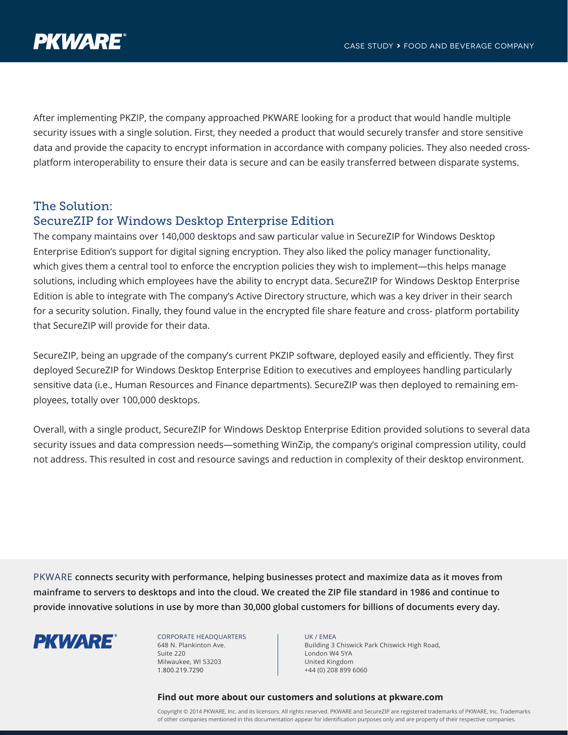After implementing PKZIP, the company approached PKWARE looking for a product that would handle multiple security issues with a single solution. First, they needed a product that would securely transfer and store sensitive data and provide the capacity to encrypt information in accordance with company policies. They also needed cross-platform interoperability to ensure their data is secure and can be easily transferred between disparate systems.

## The Solution: SecureZIP for Windows Desktop Enterprise Edition

The company maintains over 140,000 desktops and saw particular value in SecureZIP for Windows Desktop Enterprise Edition's support for digital signing encryption. They also liked the policy manager functionality, which gives them a central tool to enforce the encryption policies they wish to implement—this helps manage solutions, including which employees have the ability to encrypt data. SecureZIP for Windows Desktop Enterprise Edition is able to integrate with The company's Active Directory structure, which was a key driver in their search for a security solution. Finally, they found value in the encrypted file share feature and cross- platform portability that SecureZIP will provide for their data.

SecureZIP, being an upgrade of the company's current PKZIP software, deployed easily and efficiently. They first deployed SecureZIP for Windows Desktop Enterprise Edition to executives and employees handling particularly sensitive data (i.e., Human Resources and Finance departments). SecureZIP was then deployed to remaining employees, totally over 100,000 desktops.

Overall, with a single product, SecureZIP for Windows Desktop Enterprise Edition provided solutions to several data security issues and data compression needs—something WinZip, the company's original compression utility, could not address. This resulted in cost and resource savings and reduction in complexity of their desktop environment.

PKWARE **connects security with performance, helping businesses protect and maximize data as it moves from mainframe to servers to desktops and into the cloud. We created the ZIP file standard in 1986 and continue to provide innovative solutions in use by more than 30,000 global customers for billions of documents every day.**

PKWARE®

CORPORATE HEADQUARTERS
648 N. Plankinton Ave.
Suite 220
Milwaukee, WI 53203
1.800.219.7290

UK / EMEA
Building 3 Chiswick Park Chiswick High Road,
London W4 5YA
United Kingdom
+44 (0) 208 899 6060

**Find out more about our customers and solutions at pkware.com**

Copyright © 2014 PKWARE, Inc. and its licensors. All rights reserved. PKWARE and SecureZIP are registered trademarks of PKWARE, Inc. Trademarks of other companies mentioned in this documentation appear for identification purposes only and are property of their respective companies.